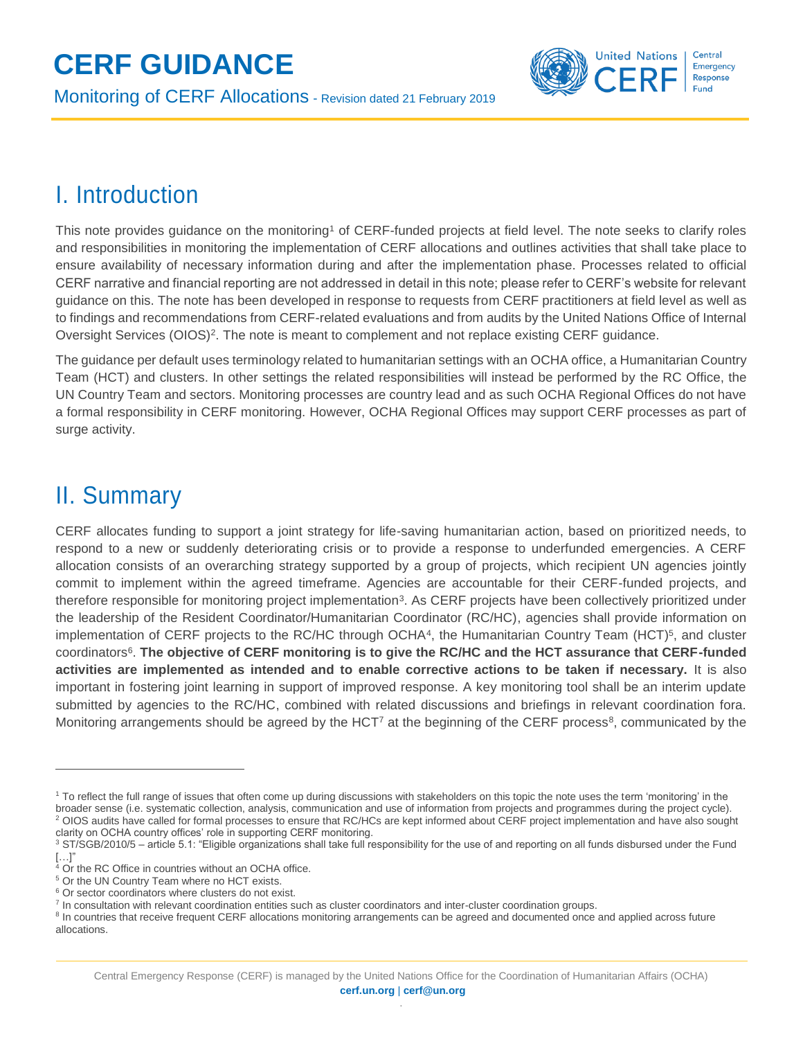# CERF GUIDANCE

Monitoring of CERF Allocations - Revision dated 21 February 2019

## I. Introduction

This note provides guidance on the monitoring[1] of CERF-funded projects at field level. The note seeks to clarify roles and responsibilities in monitoring the implementation of CERF allocations and outlines activities that shall take place to ensure availability of necessary information during and after the implementation phase. Processes related to official CERF narrative and financial reporting are not addressed in detail in this note; please refer to CERF's website for relevant guidance on this. The note has been developed in response to requests from CERF practitioners at field level as well as to findings and recommendations from CERF-related evaluations and from audits by the United Nations Office of Internal Oversight Services (OIOS)[2]. The note is meant to complement and not replace existing CERF guidance.

The guidance per default uses terminology related to humanitarian settings with an OCHA office, a Humanitarian Country Team (HCT) and clusters. In other settings the related responsibilities will instead be performed by the RC Office, the UN Country Team and sectors. Monitoring processes are country lead and as such OCHA Regional Offices do not have a formal responsibility in CERF monitoring. However, OCHA Regional Offices may support CERF processes as part of surge activity.

## II. Summary

CERF allocates funding to support a joint strategy for life-saving humanitarian action, based on prioritized needs, to respond to a new or suddenly deteriorating crisis or to provide a response to underfunded emergencies. A CERF allocation consists of an overarching strategy supported by a group of projects, which recipient UN agencies jointly commit to implement within the agreed timeframe. Agencies are accountable for their CERF-funded projects, and therefore responsible for monitoring project implementation[3]. As CERF projects have been collectively prioritized under the leadership of the Resident Coordinator/Humanitarian Coordinator (RC/HC), agencies shall provide information on implementation of CERF projects to the RC/HC through OCHA[4], the Humanitarian Country Team (HCT)[5], and cluster coordinators[6]. **The objective of CERF monitoring is to give the RC/HC and the HCT assurance that CERF-funded activities are implemented as intended and to enable corrective actions to be taken if necessary.** It is also important in fostering joint learning in support of improved response. A key monitoring tool shall be an interim update submitted by agencies to the RC/HC, combined with related discussions and briefings in relevant coordination fora. Monitoring arrangements should be agreed by the HCT[7] at the beginning of the CERF process[8], communicated by the

---

[1] To reflect the full range of issues that often come up during discussions with stakeholders on this topic the note uses the term 'monitoring' in the broader sense (i.e. systematic collection, analysis, communication and use of information from projects and programmes during the project cycle).

[2] OIOS audits have called for formal processes to ensure that RC/HCs are kept informed about CERF project implementation and have also sought clarity on OCHA country offices' role in supporting CERF monitoring.

[3] ST/SGB/2010/5 – article 5.1: "Eligible organizations shall take full responsibility for the use of and reporting on all funds disbursed under the Fund […]"

[4] Or the RC Office in countries without an OCHA office.

[5] Or the UN Country Team where no HCT exists.

[6] Or sector coordinators where clusters do not exist.

[7] In consultation with relevant coordination entities such as cluster coordinators and inter-cluster coordination groups.

[8] In countries that receive frequent CERF allocations monitoring arrangements can be agreed and documented once and applied across future allocations.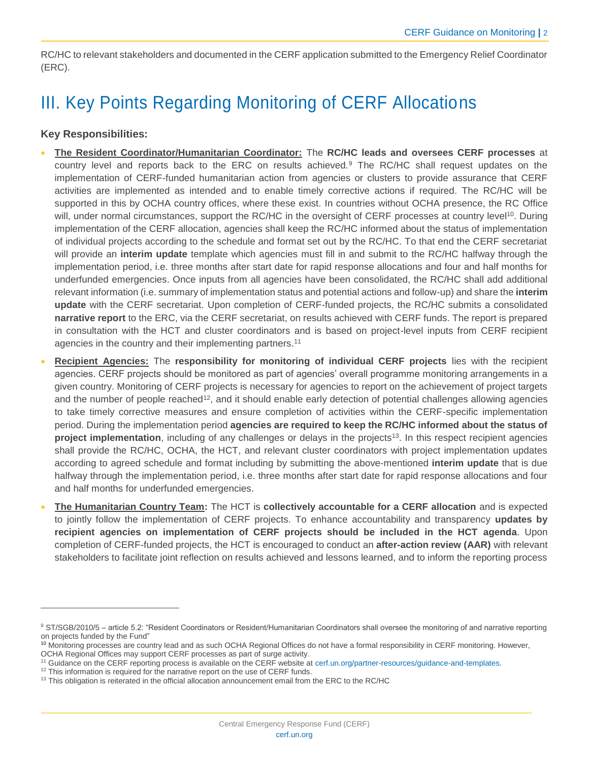RC/HC to relevant stakeholders and documented in the CERF application submitted to the Emergency Relief Coordinator (ERC).

# III. Key Points Regarding Monitoring of CERF Allocations

**Key Responsibilities:**

- **The Resident Coordinator/Humanitarian Coordinator:** The **RC/HC leads and oversees CERF processes** at country level and reports back to the ERC on results achieved.[9] The RC/HC shall request updates on the implementation of CERF-funded humanitarian action from agencies or clusters to provide assurance that CERF activities are implemented as intended and to enable timely corrective actions if required. The RC/HC will be supported in this by OCHA country offices, where these exist. In countries without OCHA presence, the RC Office will, under normal circumstances, support the RC/HC in the oversight of CERF processes at country level[10]. During implementation of the CERF allocation, agencies shall keep the RC/HC informed about the status of implementation of individual projects according to the schedule and format set out by the RC/HC. To that end the CERF secretariat will provide an **interim update** template which agencies must fill in and submit to the RC/HC halfway through the implementation period, i.e. three months after start date for rapid response allocations and four and half months for underfunded emergencies. Once inputs from all agencies have been consolidated, the RC/HC shall add additional relevant information (i.e. summary of implementation status and potential actions and follow-up) and share the **interim update** with the CERF secretariat. Upon completion of CERF-funded projects, the RC/HC submits a consolidated **narrative report** to the ERC, via the CERF secretariat, on results achieved with CERF funds. The report is prepared in consultation with the HCT and cluster coordinators and is based on project-level inputs from CERF recipient agencies in the country and their implementing partners.[11]
- **Recipient Agencies:** The **responsibility for monitoring of individual CERF projects** lies with the recipient agencies. CERF projects should be monitored as part of agencies' overall programme monitoring arrangements in a given country. Monitoring of CERF projects is necessary for agencies to report on the achievement of project targets and the number of people reached[12], and it should enable early detection of potential challenges allowing agencies to take timely corrective measures and ensure completion of activities within the CERF-specific implementation period. During the implementation period **agencies are required to keep the RC/HC informed about the status of project implementation**, including of any challenges or delays in the projects[13]. In this respect recipient agencies shall provide the RC/HC, OCHA, the HCT, and relevant cluster coordinators with project implementation updates according to agreed schedule and format including by submitting the above-mentioned **interim update** that is due halfway through the implementation period, i.e. three months after start date for rapid response allocations and four and half months for underfunded emergencies.
- **The Humanitarian Country Team:** The HCT is **collectively accountable for a CERF allocation** and is expected to jointly follow the implementation of CERF projects. To enhance accountability and transparency **updates by recipient agencies on implementation of CERF projects should be included in the HCT agenda**. Upon completion of CERF-funded projects, the HCT is encouraged to conduct an **after-action review (AAR)** with relevant stakeholders to facilitate joint reflection on results achieved and lessons learned, and to inform the reporting process

---

[9] ST/SGB/2010/5 – article 5.2: "Resident Coordinators or Resident/Humanitarian Coordinators shall oversee the monitoring of and narrative reporting on projects funded by the Fund"

[10] Monitoring processes are country lead and as such OCHA Regional Offices do not have a formal responsibility in CERF monitoring. However, OCHA Regional Offices may support CERF processes as part of surge activity.

[11] Guidance on the CERF reporting process is available on the CERF website at cerf.un.org/partner-resources/guidance-and-templates.

[12] This information is required for the narrative report on the use of CERF funds.

[13] This obligation is reiterated in the official allocation announcement email from the ERC to the RC/HC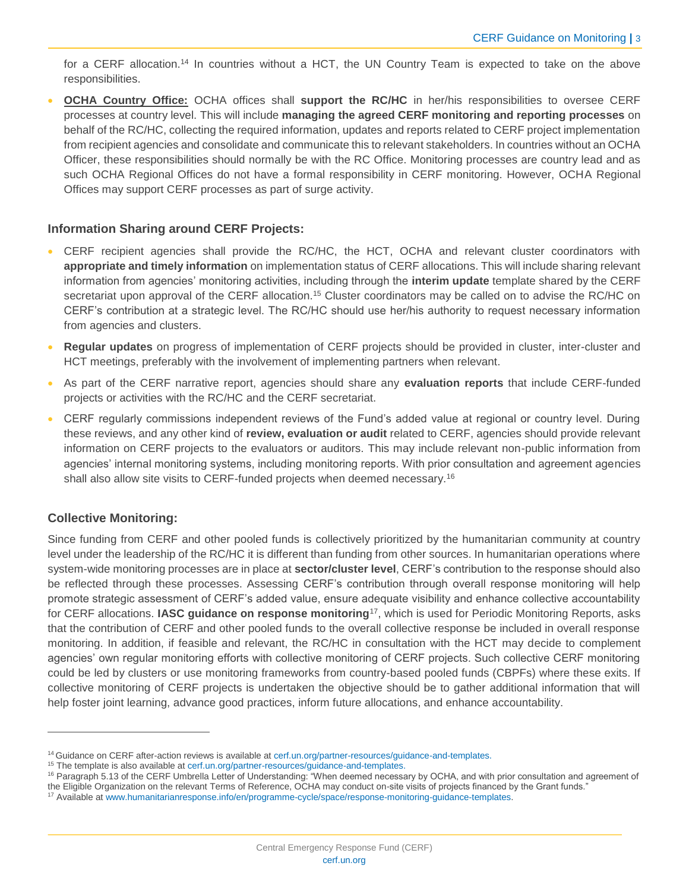for a CERF allocation.[14] In countries without a HCT, the UN Country Team is expected to take on the above responsibilities.

- **OCHA Country Office:** OCHA offices shall **support the RC/HC** in her/his responsibilities to oversee CERF processes at country level. This will include **managing the agreed CERF monitoring and reporting processes** on behalf of the RC/HC, collecting the required information, updates and reports related to CERF project implementation from recipient agencies and consolidate and communicate this to relevant stakeholders. In countries without an OCHA Officer, these responsibilities should normally be with the RC Office. Monitoring processes are country lead and as such OCHA Regional Offices do not have a formal responsibility in CERF monitoring. However, OCHA Regional Offices may support CERF processes as part of surge activity.

### Information Sharing around CERF Projects:

- CERF recipient agencies shall provide the RC/HC, the HCT, OCHA and relevant cluster coordinators with **appropriate and timely information** on implementation status of CERF allocations. This will include sharing relevant information from agencies' monitoring activities, including through the **interim update** template shared by the CERF secretariat upon approval of the CERF allocation.[15] Cluster coordinators may be called on to advise the RC/HC on CERF's contribution at a strategic level. The RC/HC should use her/his authority to request necessary information from agencies and clusters.
- **Regular updates** on progress of implementation of CERF projects should be provided in cluster, inter-cluster and HCT meetings, preferably with the involvement of implementing partners when relevant.
- As part of the CERF narrative report, agencies should share any **evaluation reports** that include CERF-funded projects or activities with the RC/HC and the CERF secretariat.
- CERF regularly commissions independent reviews of the Fund's added value at regional or country level. During these reviews, and any other kind of **review, evaluation or audit** related to CERF, agencies should provide relevant information on CERF projects to the evaluators or auditors. This may include relevant non-public information from agencies' internal monitoring systems, including monitoring reports. With prior consultation and agreement agencies shall also allow site visits to CERF-funded projects when deemed necessary.[16]

### Collective Monitoring:

Since funding from CERF and other pooled funds is collectively prioritized by the humanitarian community at country level under the leadership of the RC/HC it is different than funding from other sources. In humanitarian operations where system-wide monitoring processes are in place at **sector/cluster level**, CERF's contribution to the response should also be reflected through these processes. Assessing CERF's contribution through overall response monitoring will help promote strategic assessment of CERF's added value, ensure adequate visibility and enhance collective accountability for CERF allocations. **IASC guidance on response monitoring**[17], which is used for Periodic Monitoring Reports, asks that the contribution of CERF and other pooled funds to the overall collective response be included in overall response monitoring. In addition, if feasible and relevant, the RC/HC in consultation with the HCT may decide to complement agencies' own regular monitoring efforts with collective monitoring of CERF projects. Such collective CERF monitoring could be led by clusters or use monitoring frameworks from country-based pooled funds (CBPFs) where these exits. If collective monitoring of CERF projects is undertaken the objective should be to gather additional information that will help foster joint learning, advance good practices, inform future allocations, and enhance accountability.

---

[14] Guidance on CERF after-action reviews is available at cerf.un.org/partner-resources/guidance-and-templates.

[15] The template is also available at cerf.un.org/partner-resources/guidance-and-templates.

[16] Paragraph 5.13 of the CERF Umbrella Letter of Understanding: "When deemed necessary by OCHA, and with prior consultation and agreement of the Eligible Organization on the relevant Terms of Reference, OCHA may conduct on-site visits of projects financed by the Grant funds."

[17] Available at www.humanitarianresponse.info/en/programme-cycle/space/response-monitoring-guidance-templates.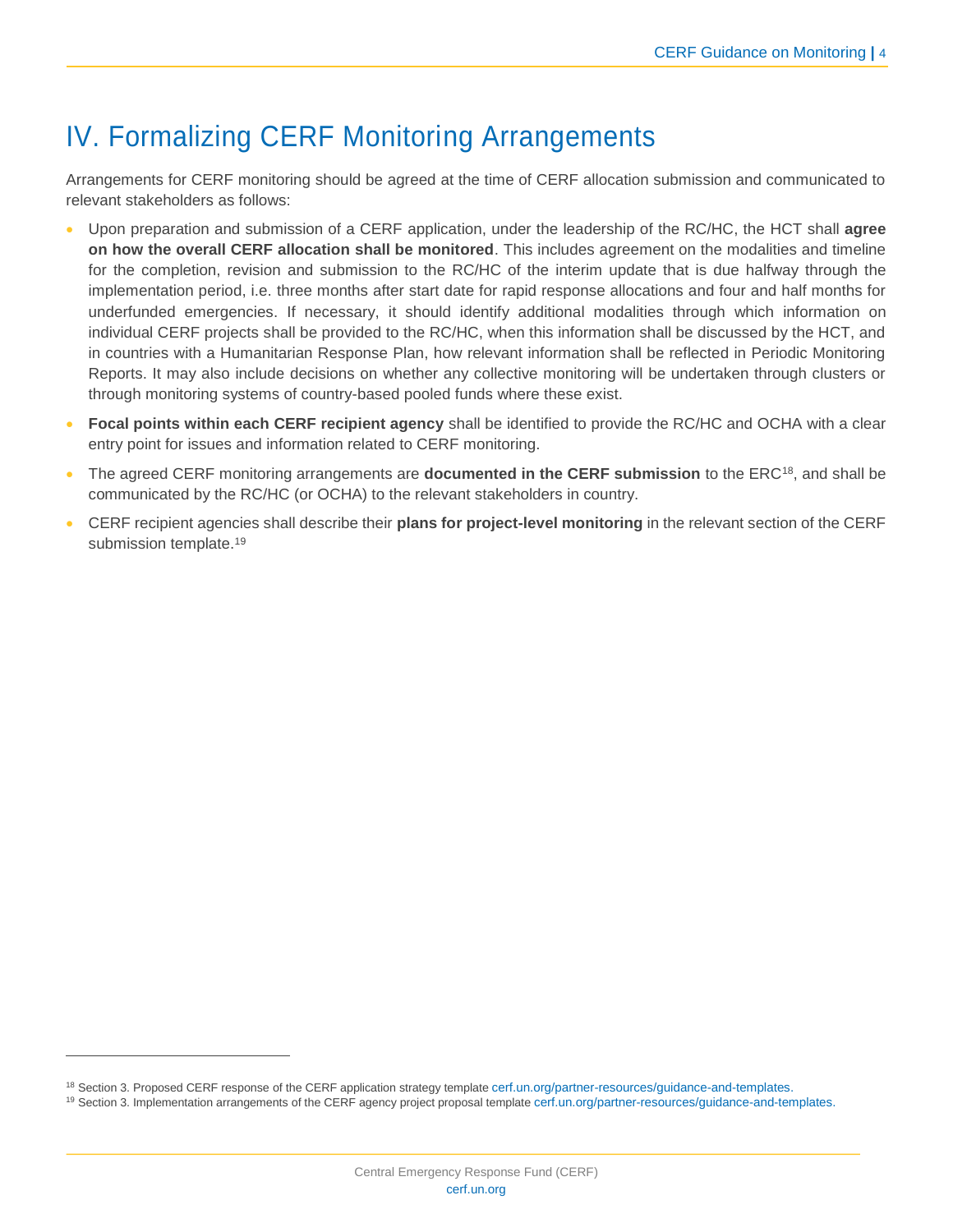# IV. Formalizing CERF Monitoring Arrangements

Arrangements for CERF monitoring should be agreed at the time of CERF allocation submission and communicated to relevant stakeholders as follows:

- Upon preparation and submission of a CERF application, under the leadership of the RC/HC, the HCT shall **agree on how the overall CERF allocation shall be monitored**. This includes agreement on the modalities and timeline for the completion, revision and submission to the RC/HC of the interim update that is due halfway through the implementation period, i.e. three months after start date for rapid response allocations and four and half months for underfunded emergencies. If necessary, it should identify additional modalities through which information on individual CERF projects shall be provided to the RC/HC, when this information shall be discussed by the HCT, and in countries with a Humanitarian Response Plan, how relevant information shall be reflected in Periodic Monitoring Reports. It may also include decisions on whether any collective monitoring will be undertaken through clusters or through monitoring systems of country-based pooled funds where these exist.
- **Focal points within each CERF recipient agency** shall be identified to provide the RC/HC and OCHA with a clear entry point for issues and information related to CERF monitoring.
- The agreed CERF monitoring arrangements are **documented in the CERF submission** to the ERC[18], and shall be communicated by the RC/HC (or OCHA) to the relevant stakeholders in country.
- CERF recipient agencies shall describe their **plans for project-level monitoring** in the relevant section of the CERF submission template.[19]

---

[18] Section 3. Proposed CERF response of the CERF application strategy template cerf.un.org/partner-resources/guidance-and-templates.

[19] Section 3. Implementation arrangements of the CERF agency project proposal template cerf.un.org/partner-resources/guidance-and-templates.